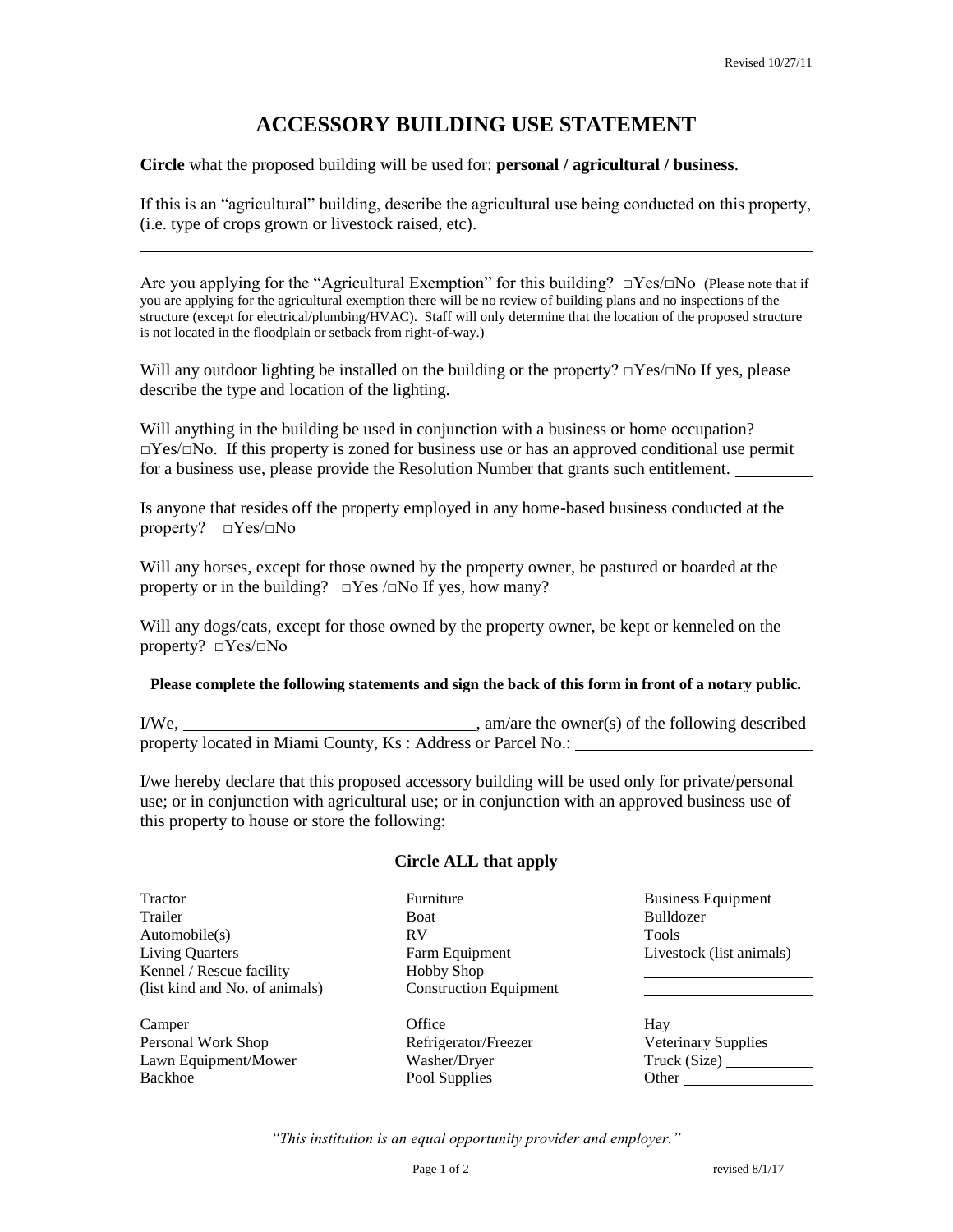Revised 10/27/11

# ACCESSORY BUILDING USE STATEMENT

**Circle** what the proposed building will be used for: **personal / agricultural / business**.

If this is an "agricultural" building, describe the agricultural use being conducted on this property, (i.e. type of crops grown or livestock raised, etc). ______________________________________

______________________________________________________________________________

Are you applying for the "Agricultural Exemption" for this building? □Yes/□No (Please note that if you are applying for the agricultural exemption there will be no review of building plans and no inspections of the structure (except for electrical/plumbing/HVAC). Staff will only determine that the location of the proposed structure is not located in the floodplain or setback from right-of-way.)

Will any outdoor lighting be installed on the building or the property? □Yes/□No If yes, please describe the type and location of the lighting. ______________________________________

Will anything in the building be used in conjunction with a business or home occupation? □Yes/□No. If this property is zoned for business use or has an approved conditional use permit for a business use, please provide the Resolution Number that grants such entitlement. _________

Is anyone that resides off the property employed in any home-based business conducted at the property? □Yes/□No

Will any horses, except for those owned by the property owner, be pastured or boarded at the property or in the building? □Yes /□No If yes, how many? ______________________________

Will any dogs/cats, except for those owned by the property owner, be kept or kenneled on the property? □Yes/□No

**Please complete the following statements and sign the back of this form in front of a notary public.**

I/We, __________________________________, am/are the owner(s) of the following described property located in Miami County, Ks : Address or Parcel No.: ____________________________

I/we hereby declare that this proposed accessory building will be used only for private/personal use; or in conjunction with agricultural use; or in conjunction with an approved business use of this property to house or store the following:

### Circle ALL that apply

| | | |
|---|---|---|
| Tractor | Furniture | Business Equipment |
| Trailer | Boat | Bulldozer |
| Automobile(s) | RV | Tools |
| Living Quarters | Farm Equipment | Livestock (list animals) |
| Kennel / Rescue facility | Hobby Shop | ______________ |
| (list kind and No. of animals) | Construction Equipment | ______________ |
| ______________ | | |
| Camper | Office | Hay |
| Personal Work Shop | Refrigerator/Freezer | Veterinary Supplies |
| Lawn Equipment/Mower | Washer/Dryer | Truck (Size) ________ |
| Backhoe | Pool Supplies | Other ____________ |

*"This institution is an equal opportunity provider and employer."*

revised 8/1/17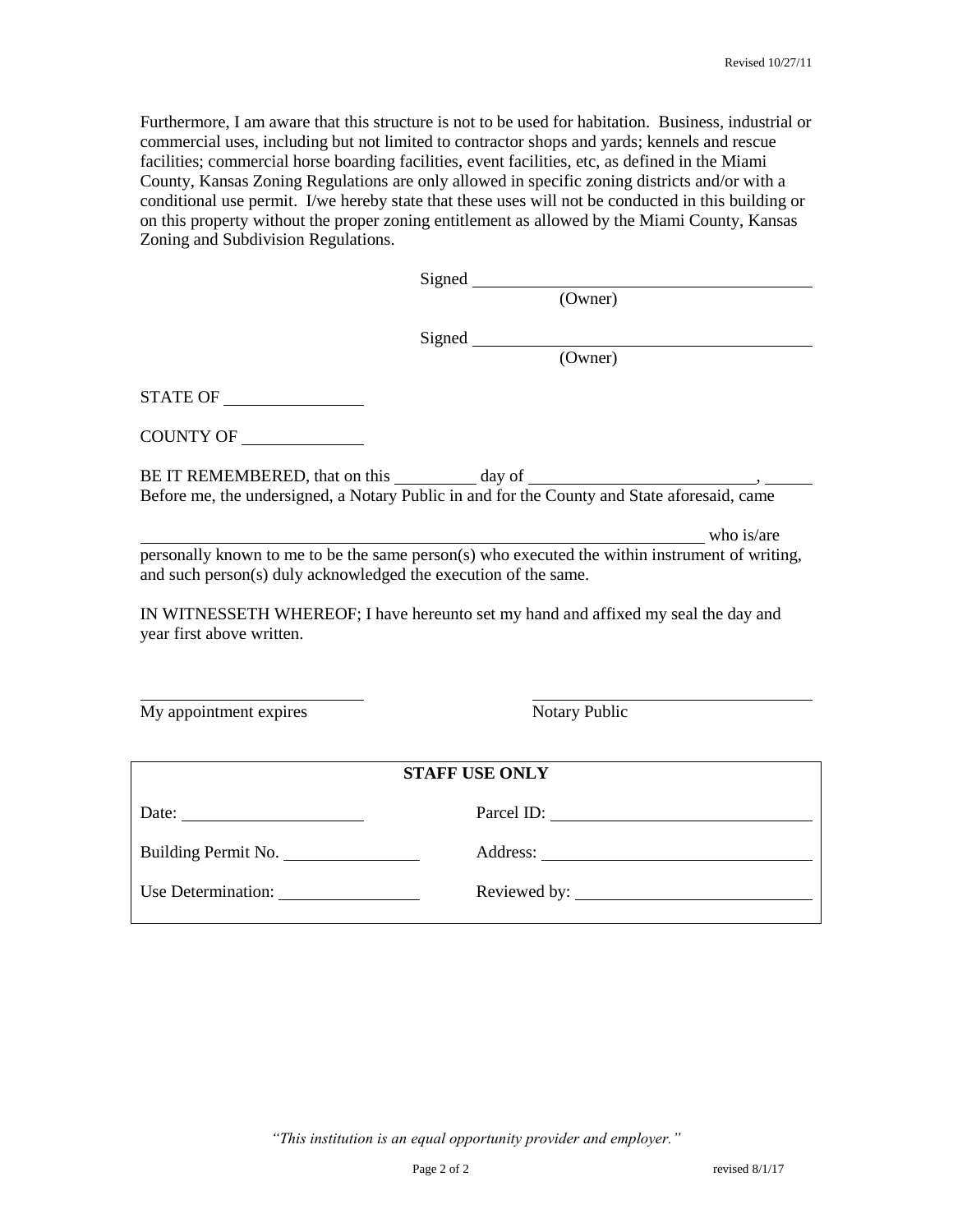Furthermore, I am aware that this structure is not to be used for habitation. Business, industrial or commercial uses, including but not limited to contractor shops and yards; kennels and rescue facilities; commercial horse boarding facilities, event facilities, etc, as defined in the Miami County, Kansas Zoning Regulations are only allowed in specific zoning districts and/or with a conditional use permit. I/we hereby state that these uses will not be conducted in this building or on this property without the proper zoning entitlement as allowed by the Miami County, Kansas Zoning and Subdivision Regulations.

Signed ________________________________________
(Owner)

Signed ________________________________________
(Owner)

STATE OF ________________

COUNTY OF ______________

BE IT REMEMBERED, that on this _________ day of __________________________, ______
Before me, the undersigned, a Notary Public in and for the County and State aforesaid, came

_________________________________________________________________ who is/are
personally known to me to be the same person(s) who executed the within instrument of writing, and such person(s) duly acknowledged the execution of the same.

IN WITNESSETH WHEREOF; I have hereunto set my hand and affixed my seal the day and year first above written.

_________________________ _________________________________
My appointment expires Notary Public

**STAFF USE ONLY**

| | |
|---|---|
| Date: ____________________ | Parcel ID: ____________________________ |
| Building Permit No. ______________ | Address: _____________________________ |
| Use Determination: _______________ | Reviewed by: __________________________ |

*"This institution is an equal opportunity provider and employer."*